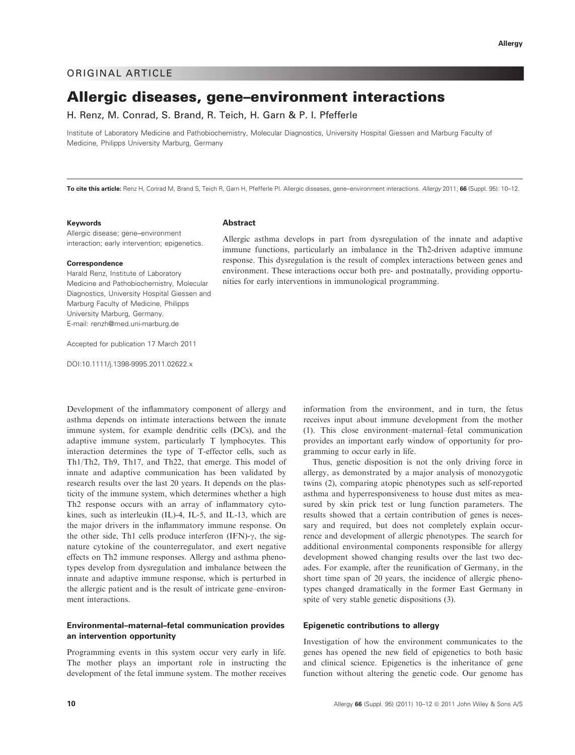ORIGINAL ARTICLE

# Allergic diseases, gene–environment interactions

H. Renz, M. Conrad, S. Brand, R. Teich, H. Garn & P. I. Pfefferle

Institute of Laboratory Medicine and Pathobiochemistry, Molecular Diagnostics, University Hospital Giessen and Marburg Faculty of Medicine, Philipps University Marburg, Germany

**To cite this article:** Renz H, Conrad M, Brand S, Teich R, Garn H, Pfefferle PI. Allergic diseases, gene–environment interactions. *Allergy* 2011; **66** (Suppl. 95): 10–12.

**Keywords**

Allergic disease; gene–environment interaction; early intervention; epigenetics.

**Correspondence**

Harald Renz, Institute of Laboratory Medicine and Pathobiochemistry, Molecular Diagnostics, University Hospital Giessen and Marburg Faculty of Medicine, Philipps University Marburg, Germany.
E-mail: renzh@med.uni-marburg.de

Accepted for publication 17 March 2011

DOI:10.1111/j.1398-9995.2011.02622.x

## Abstract

Allergic asthma develops in part from dysregulation of the innate and adaptive immune functions, particularly an imbalance in the Th2-driven adaptive immune response. This dysregulation is the result of complex interactions between genes and environment. These interactions occur both pre- and postnatally, providing opportunities for early interventions in immunological programming.

Development of the inflammatory component of allergy and asthma depends on intimate interactions between the innate immune system, for example dendritic cells (DCs), and the adaptive immune system, particularly T lymphocytes. This interaction determines the type of T-effector cells, such as Th1/Th2, Th9, Th17, and Th22, that emerge. This model of innate and adaptive communication has been validated by research results over the last 20 years. It depends on the plasticity of the immune system, which determines whether a high Th2 response occurs with an array of inflammatory cytokines, such as interleukin (IL)-4, IL-5, and IL-13, which are the major drivers in the inflammatory immune response. On the other side, Th1 cells produce interferon (IFN)-$\gamma$, the signature cytokine of the counterregulator, and exert negative effects on Th2 immune responses. Allergy and asthma phenotypes develop from dysregulation and imbalance between the innate and adaptive immune response, which is perturbed in the allergic patient and is the result of intricate gene–environment interactions.

### Environmental–maternal–fetal communication provides an intervention opportunity

Programming events in this system occur very early in life. The mother plays an important role in instructing the development of the fetal immune system. The mother receives information from the environment, and in turn, the fetus receives input about immune development from the mother (1). This close environment–maternal–fetal communication provides an important early window of opportunity for programming to occur early in life.

Thus, genetic disposition is not the only driving force in allergy, as demonstrated by a major analysis of monozygotic twins (2), comparing atopic phenotypes such as self-reported asthma and hyperresponsiveness to house dust mites as measured by skin prick test or lung function parameters. The results showed that a certain contribution of genes is necessary and required, but does not completely explain occurrence and development of allergic phenotypes. The search for additional environmental components responsible for allergy development showed changing results over the last two decades. For example, after the reunification of Germany, in the short time span of 20 years, the incidence of allergic phenotypes changed dramatically in the former East Germany in spite of very stable genetic dispositions (3).

### Epigenetic contributions to allergy

Investigation of how the environment communicates to the genes has opened the new field of epigenetics to both basic and clinical science. Epigenetics is the inheritance of gene function without altering the genetic code. Our genome has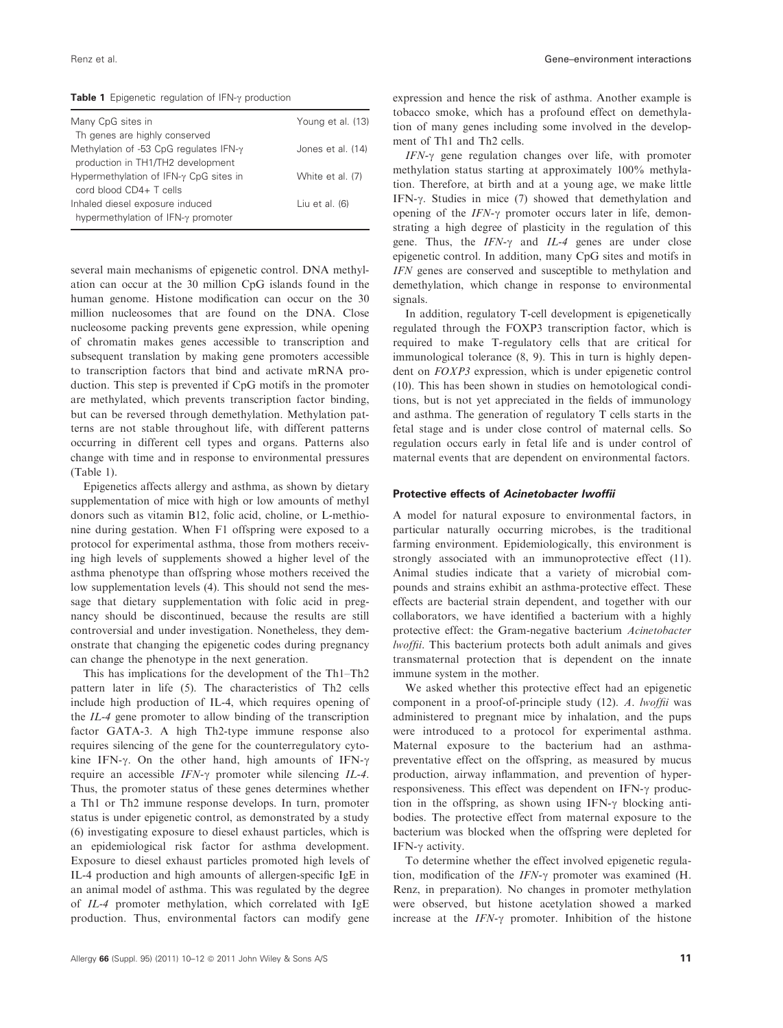**Table 1** Epigenetic regulation of IFN-γ production

| | |
|---|---|
| Many CpG sites in Th genes are highly conserved | Young et al. (13) |
| Methylation of -53 CpG regulates IFN-γ production in TH1/TH2 development | Jones et al. (14) |
| Hypermethylation of IFN-γ CpG sites in cord blood CD4+ T cells | White et al. (7) |
| Inhaled diesel exposure induced hypermethylation of IFN-γ promoter | Liu et al. (6) |

several main mechanisms of epigenetic control. DNA methylation can occur at the 30 million CpG islands found in the human genome. Histone modification can occur on the 30 million nucleosomes that are found on the DNA. Close nucleosome packing prevents gene expression, while opening of chromatin makes genes accessible to transcription and subsequent translation by making gene promoters accessible to transcription factors that bind and activate mRNA production. This step is prevented if CpG motifs in the promoter are methylated, which prevents transcription factor binding, but can be reversed through demethylation. Methylation patterns are not stable throughout life, with different patterns occurring in different cell types and organs. Patterns also change with time and in response to environmental pressures (Table 1).

Epigenetics affects allergy and asthma, as shown by dietary supplementation of mice with high or low amounts of methyl donors such as vitamin B12, folic acid, choline, or L-methionine during gestation. When F1 offspring were exposed to a protocol for experimental asthma, those from mothers receiving high levels of supplements showed a higher level of the asthma phenotype than offspring whose mothers received the low supplementation levels (4). This should not send the message that dietary supplementation with folic acid in pregnancy should be discontinued, because the results are still controversial and under investigation. Nonetheless, they demonstrate that changing the epigenetic codes during pregnancy can change the phenotype in the next generation.

This has implications for the development of the Th1–Th2 pattern later in life (5). The characteristics of Th2 cells include high production of IL-4, which requires opening of the *IL-4* gene promoter to allow binding of the transcription factor GATA-3. A high Th2-type immune response also requires silencing of the gene for the counterregulatory cytokine IFN-γ. On the other hand, high amounts of IFN-γ require an accessible *IFN-γ* promoter while silencing *IL-4*. Thus, the promoter status of these genes determines whether a Th1 or Th2 immune response develops. In turn, promoter status is under epigenetic control, as demonstrated by a study (6) investigating exposure to diesel exhaust particles, which is an epidemiological risk factor for asthma development. Exposure to diesel exhaust particles promoted high levels of IL-4 production and high amounts of allergen-specific IgE in an animal model of asthma. This was regulated by the degree of *IL-4* promoter methylation, which correlated with IgE production. Thus, environmental factors can modify gene expression and hence the risk of asthma. Another example is tobacco smoke, which has a profound effect on demethylation of many genes including some involved in the development of Th1 and Th2 cells.

*IFN-γ* gene regulation changes over life, with promoter methylation status starting at approximately 100% methylation. Therefore, at birth and at a young age, we make little IFN-γ. Studies in mice (7) showed that demethylation and opening of the *IFN-γ* promoter occurs later in life, demonstrating a high degree of plasticity in the regulation of this gene. Thus, the *IFN-γ* and *IL-4* genes are under close epigenetic control. In addition, many CpG sites and motifs in *IFN* genes are conserved and susceptible to methylation and demethylation, which change in response to environmental signals.

In addition, regulatory T-cell development is epigenetically regulated through the FOXP3 transcription factor, which is required to make T-regulatory cells that are critical for immunological tolerance (8, 9). This in turn is highly dependent on *FOXP3* expression, which is under epigenetic control (10). This has been shown in studies on hemotological conditions, but is not yet appreciated in the fields of immunology and asthma. The generation of regulatory T cells starts in the fetal stage and is under close control of maternal cells. So regulation occurs early in fetal life and is under control of maternal events that are dependent on environmental factors.

### Protective effects of *Acinetobacter lwoffii*

A model for natural exposure to environmental factors, in particular naturally occurring microbes, is the traditional farming environment. Epidemiologically, this environment is strongly associated with an immunoprotective effect (11). Animal studies indicate that a variety of microbial compounds and strains exhibit an asthma-protective effect. These effects are bacterial strain dependent, and together with our collaborators, we have identified a bacterium with a highly protective effect: the Gram-negative bacterium *Acinetobacter lwoffii*. This bacterium protects both adult animals and gives transmaternal protection that is dependent on the innate immune system in the mother.

We asked whether this protective effect had an epigenetic component in a proof-of-principle study (12). *A. lwoffii* was administered to pregnant mice by inhalation, and the pups were introduced to a protocol for experimental asthma. Maternal exposure to the bacterium had an asthma-preventative effect on the offspring, as measured by mucus production, airway inflammation, and prevention of hyperresponsiveness. This effect was dependent on IFN-γ production in the offspring, as shown using IFN-γ blocking antibodies. The protective effect from maternal exposure to the bacterium was blocked when the offspring were depleted for IFN-γ activity.

To determine whether the effect involved epigenetic regulation, modification of the *IFN-γ* promoter was examined (H. Renz, in preparation). No changes in promoter methylation were observed, but histone acetylation showed a marked increase at the *IFN-γ* promoter. Inhibition of the histone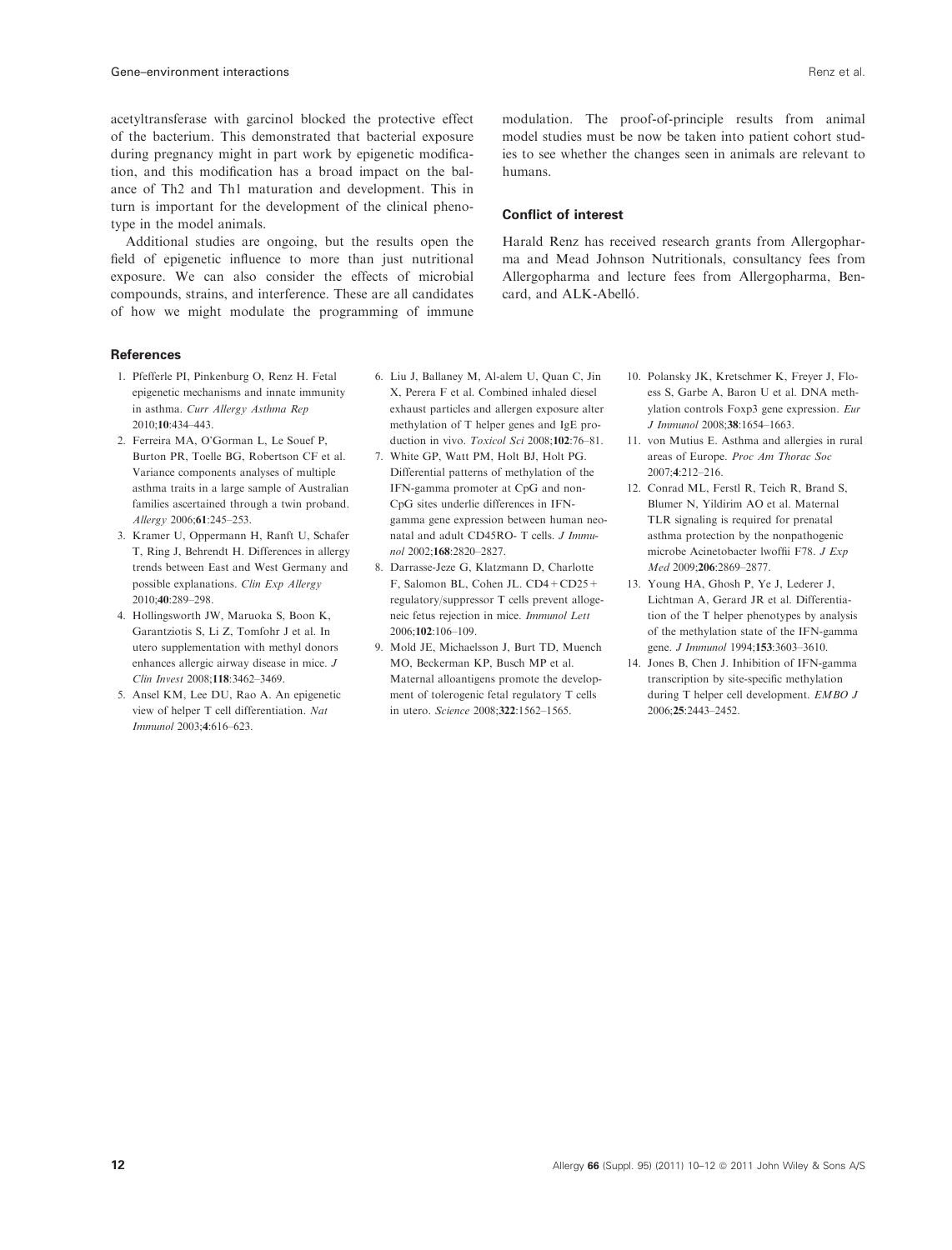acetyltransferase with garcinol blocked the protective effect of the bacterium. This demonstrated that bacterial exposure during pregnancy might in part work by epigenetic modification, and this modification has a broad impact on the balance of Th2 and Th1 maturation and development. This in turn is important for the development of the clinical phenotype in the model animals.

Additional studies are ongoing, but the results open the field of epigenetic influence to more than just nutritional exposure. We can also consider the effects of microbial compounds, strains, and interference. These are all candidates of how we might modulate the programming of immune modulation. The proof-of-principle results from animal model studies must be now be taken into patient cohort studies to see whether the changes seen in animals are relevant to humans.

### Conflict of interest

Harald Renz has received research grants from Allergopharma and Mead Johnson Nutritionals, consultancy fees from Allergopharma and lecture fees from Allergopharma, Bencard, and ALK-Abelló.

### References

1. Pfefferle PI, Pinkenburg O, Renz H. Fetal epigenetic mechanisms and innate immunity in asthma. *Curr Allergy Asthma Rep* 2010;**10**:434–443.
2. Ferreira MA, O'Gorman L, Le Souef P, Burton PR, Toelle BG, Robertson CF et al. Variance components analyses of multiple asthma traits in a large sample of Australian families ascertained through a twin proband. *Allergy* 2006;**61**:245–253.
3. Kramer U, Oppermann H, Ranft U, Schafer T, Ring J, Behrendt H. Differences in allergy trends between East and West Germany and possible explanations. *Clin Exp Allergy* 2010;**40**:289–298.
4. Hollingsworth JW, Maruoka S, Boon K, Garantziotis S, Li Z, Tomfohr J et al. In utero supplementation with methyl donors enhances allergic airway disease in mice. *J Clin Invest* 2008;**118**:3462–3469.
5. Ansel KM, Lee DU, Rao A. An epigenetic view of helper T cell differentiation. *Nat Immunol* 2003;**4**:616–623.
6. Liu J, Ballaney M, Al-alem U, Quan C, Jin X, Perera F et al. Combined inhaled diesel exhaust particles and allergen exposure alter methylation of T helper genes and IgE production in vivo. *Toxicol Sci* 2008;**102**:76–81.
7. White GP, Watt PM, Holt BJ, Holt PG. Differential patterns of methylation of the IFN-gamma promoter at CpG and non-CpG sites underlie differences in IFN-gamma gene expression between human neonatal and adult CD45RO- T cells. *J Immunol* 2002;**168**:2820–2827.
8. Darrasse-Jeze G, Klatzmann D, Charlotte F, Salomon BL, Cohen JL. CD4+CD25+ regulatory/suppressor T cells prevent allogeneic fetus rejection in mice. *Immunol Lett* 2006;**102**:106–109.
9. Mold JE, Michaelsson J, Burt TD, Muench MO, Beckerman KP, Busch MP et al. Maternal alloantigens promote the development of tolerogenic fetal regulatory T cells in utero. *Science* 2008;**322**:1562–1565.
10. Polansky JK, Kretschmer K, Freyer J, Floess S, Garbe A, Baron U et al. DNA methylation controls Foxp3 gene expression. *Eur J Immunol* 2008;**38**:1654–1663.
11. von Mutius E. Asthma and allergies in rural areas of Europe. *Proc Am Thorac Soc* 2007;**4**:212–216.
12. Conrad ML, Ferstl R, Teich R, Brand S, Blumer N, Yildirim AO et al. Maternal TLR signaling is required for prenatal asthma protection by the nonpathogenic microbe Acinetobacter lwoffii F78. *J Exp Med* 2009;**206**:2869–2877.
13. Young HA, Ghosh P, Ye J, Lederer J, Lichtman A, Gerard JR et al. Differentiation of the T helper phenotypes by analysis of the methylation state of the IFN-gamma gene. *J Immunol* 1994;**153**:3603–3610.
14. Jones B, Chen J. Inhibition of IFN-gamma transcription by site-specific methylation during T helper cell development. *EMBO J* 2006;**25**:2443–2452.